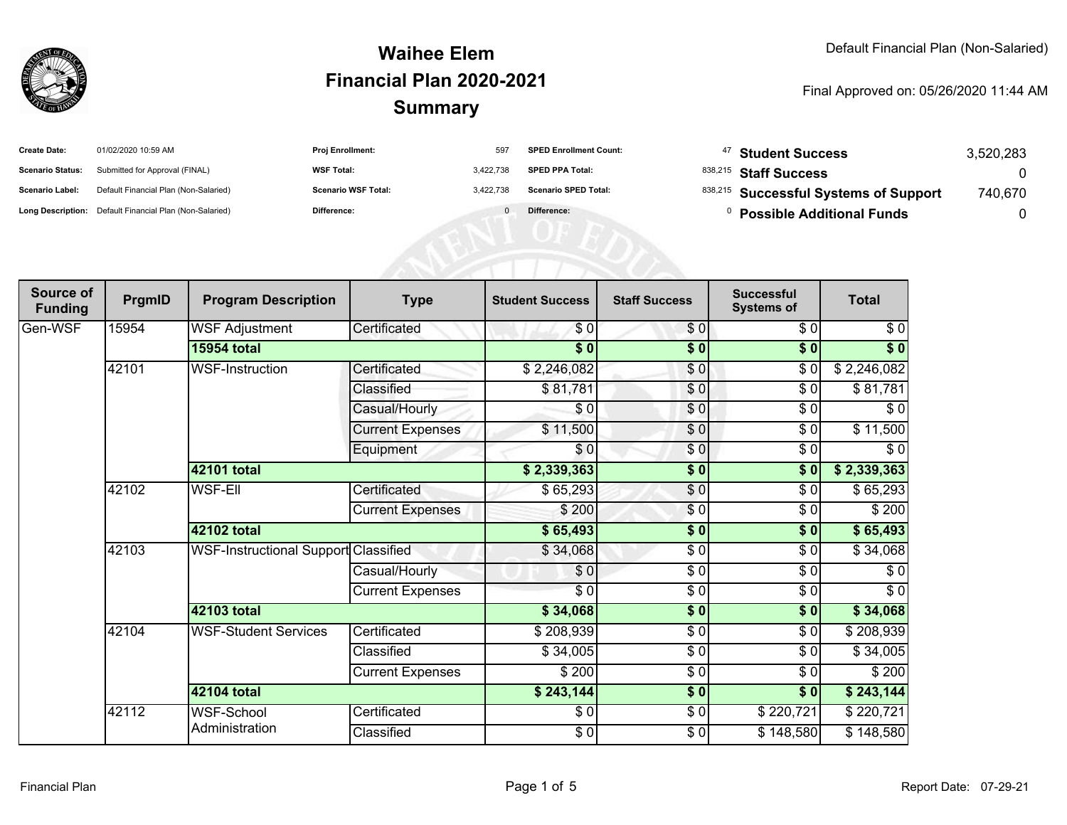# Waihee Elem
# Financial Plan 2020-2021
# Summary

Default Financial Plan (Non-Salaried)

Final Approved on: 05/26/2020 11:44 AM

| | | | | | | | |
|---|---|---|---|---|---|---|---|
| **Create Date:** | 01/02/2020 10:59 AM | **Proj Enrollment:** | 597 | **SPED Enrollment Count:** | 47 | **Student Success** | 3,520,283 |
| **Scenario Status:** | Submitted for Approval (FINAL) | **WSF Total:** | 3,422,738 | **SPED PPA Total:** | 838,215 | **Staff Success** | 0 |
| **Scenario Label:** | Default Financial Plan (Non-Salaried) | **Scenario WSF Total:** | 3,422,738 | **Scenario SPED Total:** | 838,215 | **Successful Systems of Support** | 740,670 |
| **Long Description:** | Default Financial Plan (Non-Salaried) | **Difference:** | 0 | **Difference:** | 0 | **Possible Additional Funds** | 0 |

| Source of Funding | PrgmID | Program Description | Type | Student Success | Staff Success | Successful Systems of | Total |
|---|---|---|---|---|---|---|---|
| Gen-WSF | 15954 | WSF Adjustment | Certificated | $ 0 | $ 0 | $ 0 | $ 0 |
| | | **15954 total** | | **$ 0** | **$ 0** | **$ 0** | **$ 0** |
| | 42101 | WSF-Instruction | Certificated | $ 2,246,082 | $ 0 | $ 0 | $ 2,246,082 |
| | | | Classified | $ 81,781 | $ 0 | $ 0 | $ 81,781 |
| | | | Casual/Hourly | $ 0 | $ 0 | $ 0 | $ 0 |
| | | | Current Expenses | $ 11,500 | $ 0 | $ 0 | $ 11,500 |
| | | | Equipment | $ 0 | $ 0 | $ 0 | $ 0 |
| | | **42101 total** | | **$ 2,339,363** | **$ 0** | **$ 0** | **$ 2,339,363** |
| | 42102 | WSF-Ell | Certificated | $ 65,293 | $ 0 | $ 0 | $ 65,293 |
| | | | Current Expenses | $ 200 | $ 0 | $ 0 | $ 200 |
| | | **42102 total** | | **$ 65,493** | **$ 0** | **$ 0** | **$ 65,493** |
| | 42103 | WSF-Instructional Support | Classified | $ 34,068 | $ 0 | $ 0 | $ 34,068 |
| | | | Casual/Hourly | $ 0 | $ 0 | $ 0 | $ 0 |
| | | | Current Expenses | $ 0 | $ 0 | $ 0 | $ 0 |
| | | **42103 total** | | **$ 34,068** | **$ 0** | **$ 0** | **$ 34,068** |
| | 42104 | WSF-Student Services | Certificated | $ 208,939 | $ 0 | $ 0 | $ 208,939 |
| | | | Classified | $ 34,005 | $ 0 | $ 0 | $ 34,005 |
| | | | Current Expenses | $ 200 | $ 0 | $ 0 | $ 200 |
| | | **42104 total** | | **$ 243,144** | **$ 0** | **$ 0** | **$ 243,144** |
| | 42112 | WSF-School Administration | Certificated | $ 0 | $ 0 | $ 220,721 | $ 220,721 |
| | | | Classified | $ 0 | $ 0 | $ 148,580 | $ 148,580 |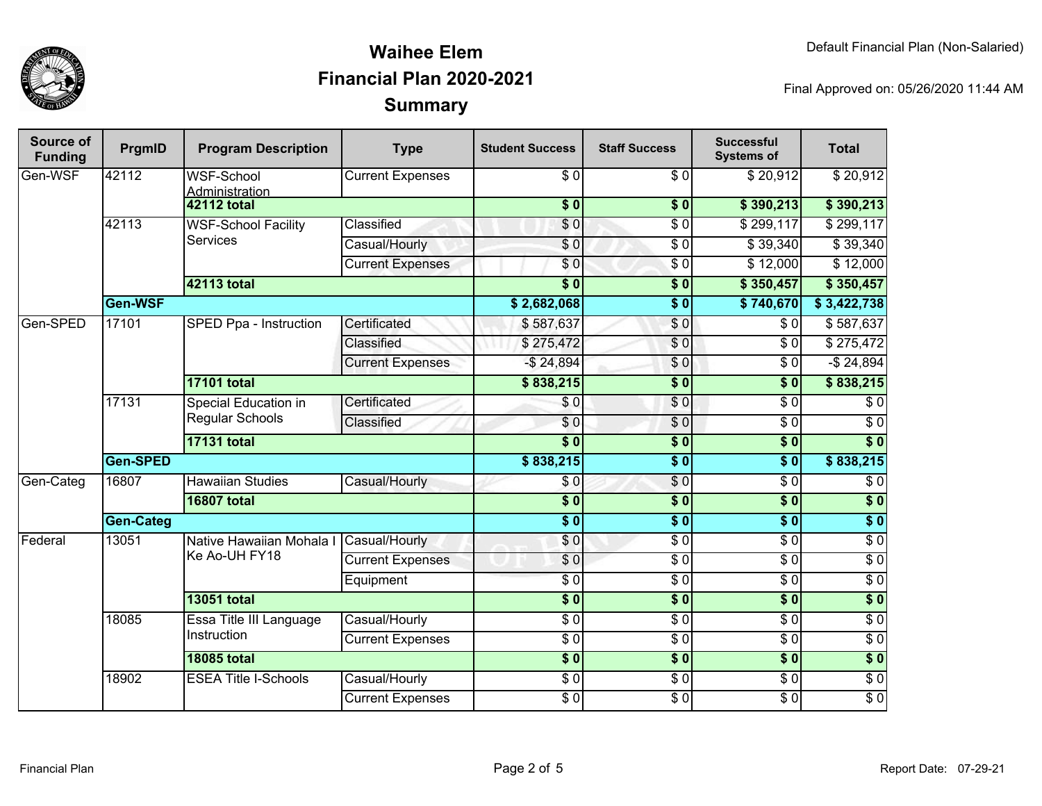# Waihee Elem
## Financial Plan 2020-2021
## Summary

Default Financial Plan (Non-Salaried)

Final Approved on: 05/26/2020 11:44 AM

| Source of Funding | PrgmID | Program Description | Type | Student Success | Staff Success | Successful Systems of | Total |
|---|---|---|---|---|---|---|---|
| Gen-WSF | 42112 | WSF-School Administration | Current Expenses | $ 0 | $ 0 | $ 20,912 | $ 20,912 |
| | | **42112 total** | | **$ 0** | **$ 0** | **$ 390,213** | **$ 390,213** |
| | 42113 | WSF-School Facility Services | Classified | $ 0 | $ 0 | $ 299,117 | $ 299,117 |
| | | | Casual/Hourly | $ 0 | $ 0 | $ 39,340 | $ 39,340 |
| | | | Current Expenses | $ 0 | $ 0 | $ 12,000 | $ 12,000 |
| | | **42113 total** | | **$ 0** | **$ 0** | **$ 350,457** | **$ 350,457** |
| | **Gen-WSF** | | | **$ 2,682,068** | **$ 0** | **$ 740,670** | **$ 3,422,738** |
| Gen-SPED | 17101 | SPED Ppa - Instruction | Certificated | $ 587,637 | $ 0 | $ 0 | $ 587,637 |
| | | | Classified | $ 275,472 | $ 0 | $ 0 | $ 275,472 |
| | | | Current Expenses | -$ 24,894 | $ 0 | $ 0 | -$ 24,894 |
| | | **17101 total** | | **$ 838,215** | **$ 0** | **$ 0** | **$ 838,215** |
| | 17131 | Special Education in Regular Schools | Certificated | $ 0 | $ 0 | $ 0 | $ 0 |
| | | | Classified | $ 0 | $ 0 | $ 0 | $ 0 |
| | | **17131 total** | | **$ 0** | **$ 0** | **$ 0** | **$ 0** |
| | **Gen-SPED** | | | **$ 838,215** | **$ 0** | **$ 0** | **$ 838,215** |
| Gen-Categ | 16807 | Hawaiian Studies | Casual/Hourly | $ 0 | $ 0 | $ 0 | $ 0 |
| | | **16807 total** | | **$ 0** | **$ 0** | **$ 0** | **$ 0** |
| | **Gen-Categ** | | | **$ 0** | **$ 0** | **$ 0** | **$ 0** |
| Federal | 13051 | Native Hawaiian Mohala I Ke Ao-UH FY18 | Casual/Hourly | $ 0 | $ 0 | $ 0 | $ 0 |
| | | | Current Expenses | $ 0 | $ 0 | $ 0 | $ 0 |
| | | | Equipment | $ 0 | $ 0 | $ 0 | $ 0 |
| | | **13051 total** | | **$ 0** | **$ 0** | **$ 0** | **$ 0** |
| | 18085 | Essa Title III Language Instruction | Casual/Hourly | $ 0 | $ 0 | $ 0 | $ 0 |
| | | | Current Expenses | $ 0 | $ 0 | $ 0 | $ 0 |
| | | **18085 total** | | **$ 0** | **$ 0** | **$ 0** | **$ 0** |
| | 18902 | ESEA Title I-Schools | Casual/Hourly | $ 0 | $ 0 | $ 0 | $ 0 |
| | | | Current Expenses | $ 0 | $ 0 | $ 0 | $ 0 |

Financial Plan

Report Date: 07-29-21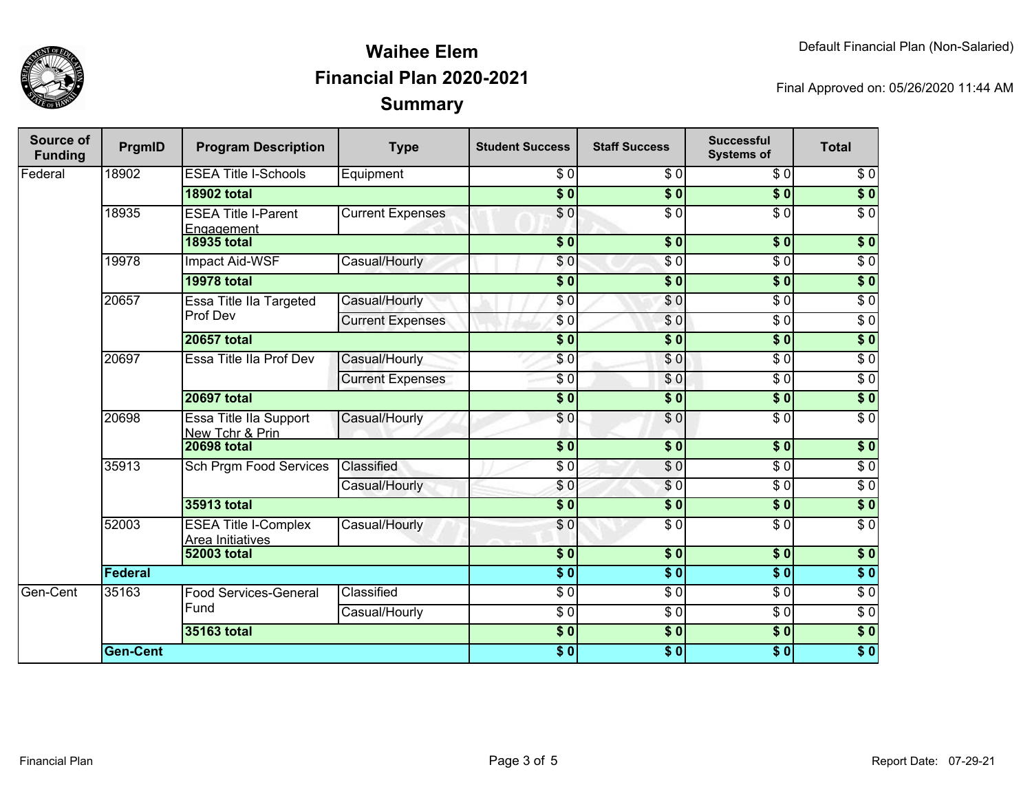# Waihee Elem
## Financial Plan 2020-2021
## Summary

Default Financial Plan (Non-Salaried)

Final Approved on: 05/26/2020 11:44 AM

| Source of Funding | PrgmID | Program Description | Type | Student Success | Staff Success | Successful Systems of | Total |
|---|---|---|---|---|---|---|---|
| Federal | 18902 | ESEA Title I-Schools | Equipment | $ 0 | $ 0 | $ 0 | $ 0 |
| | | **18902 total** | | **$ 0** | **$ 0** | **$ 0** | **$ 0** |
| | 18935 | ESEA Title I-Parent Engagement | Current Expenses | $ 0 | $ 0 | $ 0 | $ 0 |
| | | **18935 total** | | **$ 0** | **$ 0** | **$ 0** | **$ 0** |
| | 19978 | Impact Aid-WSF | Casual/Hourly | $ 0 | $ 0 | $ 0 | $ 0 |
| | | **19978 total** | | **$ 0** | **$ 0** | **$ 0** | **$ 0** |
| | 20657 | Essa Title IIa Targeted Prof Dev | Casual/Hourly | $ 0 | $ 0 | $ 0 | $ 0 |
| | | | Current Expenses | $ 0 | $ 0 | $ 0 | $ 0 |
| | | **20657 total** | | **$ 0** | **$ 0** | **$ 0** | **$ 0** |
| | 20697 | Essa Title IIa Prof Dev | Casual/Hourly | $ 0 | $ 0 | $ 0 | $ 0 |
| | | | Current Expenses | $ 0 | $ 0 | $ 0 | $ 0 |
| | | **20697 total** | | **$ 0** | **$ 0** | **$ 0** | **$ 0** |
| | 20698 | Essa Title IIa Support New Tchr & Prin | Casual/Hourly | $ 0 | $ 0 | $ 0 | $ 0 |
| | | **20698 total** | | **$ 0** | **$ 0** | **$ 0** | **$ 0** |
| | 35913 | Sch Prgm Food Services | Classified | $ 0 | $ 0 | $ 0 | $ 0 |
| | | | Casual/Hourly | $ 0 | $ 0 | $ 0 | $ 0 |
| | | **35913 total** | | **$ 0** | **$ 0** | **$ 0** | **$ 0** |
| | 52003 | ESEA Title I-Complex Area Initiatives | Casual/Hourly | $ 0 | $ 0 | $ 0 | $ 0 |
| | | **52003 total** | | **$ 0** | **$ 0** | **$ 0** | **$ 0** |
| | **Federal** | | | **$ 0** | **$ 0** | **$ 0** | **$ 0** |
| Gen-Cent | 35163 | Food Services-General Fund | Classified | $ 0 | $ 0 | $ 0 | $ 0 |
| | | | Casual/Hourly | $ 0 | $ 0 | $ 0 | $ 0 |
| | | **35163 total** | | **$ 0** | **$ 0** | **$ 0** | **$ 0** |
| | **Gen-Cent** | | | **$ 0** | **$ 0** | **$ 0** | **$ 0** |

Financial Plan

Report Date: 07-29-21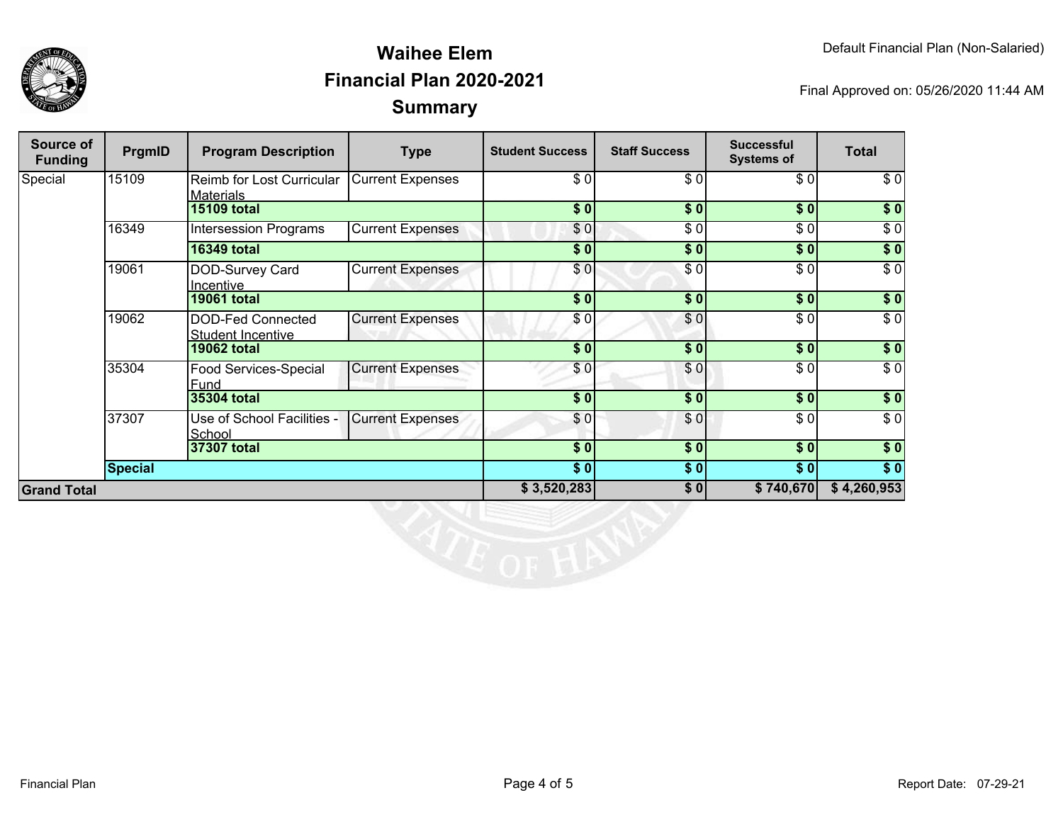# Waihee Elem
## Financial Plan 2020-2021
## Summary

Default Financial Plan (Non-Salaried)

Final Approved on: 05/26/2020 11:44 AM

| Source of Funding | PrgmID | Program Description | Type | Student Success | Staff Success | Successful Systems of | Total |
|---|---|---|---|---|---|---|---|
| Special | 15109 | Reimb for Lost Curricular Materials | Current Expenses | $ 0 | $ 0 | $ 0 | $ 0 |
| | | **15109 total** | | **$ 0** | **$ 0** | **$ 0** | **$ 0** |
| | 16349 | Intersession Programs | Current Expenses | $ 0 | $ 0 | $ 0 | $ 0 |
| | | **16349 total** | | **$ 0** | **$ 0** | **$ 0** | **$ 0** |
| | 19061 | DOD-Survey Card Incentive | Current Expenses | $ 0 | $ 0 | $ 0 | $ 0 |
| | | **19061 total** | | **$ 0** | **$ 0** | **$ 0** | **$ 0** |
| | 19062 | DOD-Fed Connected Student Incentive | Current Expenses | $ 0 | $ 0 | $ 0 | $ 0 |
| | | **19062 total** | | **$ 0** | **$ 0** | **$ 0** | **$ 0** |
| | 35304 | Food Services-Special Fund | Current Expenses | $ 0 | $ 0 | $ 0 | $ 0 |
| | | **35304 total** | | **$ 0** | **$ 0** | **$ 0** | **$ 0** |
| | 37307 | Use of School Facilities - School | Current Expenses | $ 0 | $ 0 | $ 0 | $ 0 |
| | | **37307 total** | | **$ 0** | **$ 0** | **$ 0** | **$ 0** |
| | **Special** | | | **$ 0** | **$ 0** | **$ 0** | **$ 0** |
| **Grand Total** | | | | **$ 3,520,283** | **$ 0** | **$ 740,670** | **$ 4,260,953** |

Financial Plan

Report Date: 07-29-21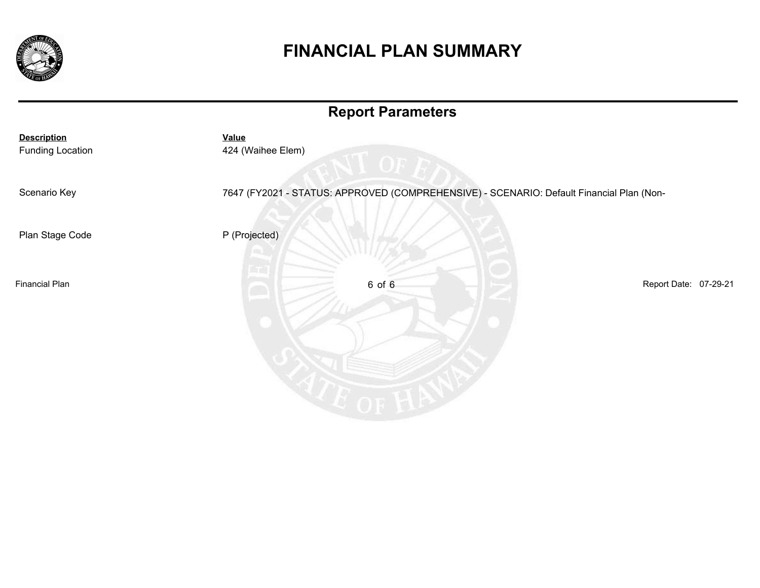# FINANCIAL PLAN SUMMARY

## Report Parameters

| Description | Value |
| --- | --- |
| Funding Location | 424 (Waihee Elem) |
| Scenario Key | 7647 (FY2021 - STATUS: APPROVED (COMPREHENSIVE) - SCENARIO: Default Financial Plan (Non- |
| Plan Stage Code | P (Projected) |